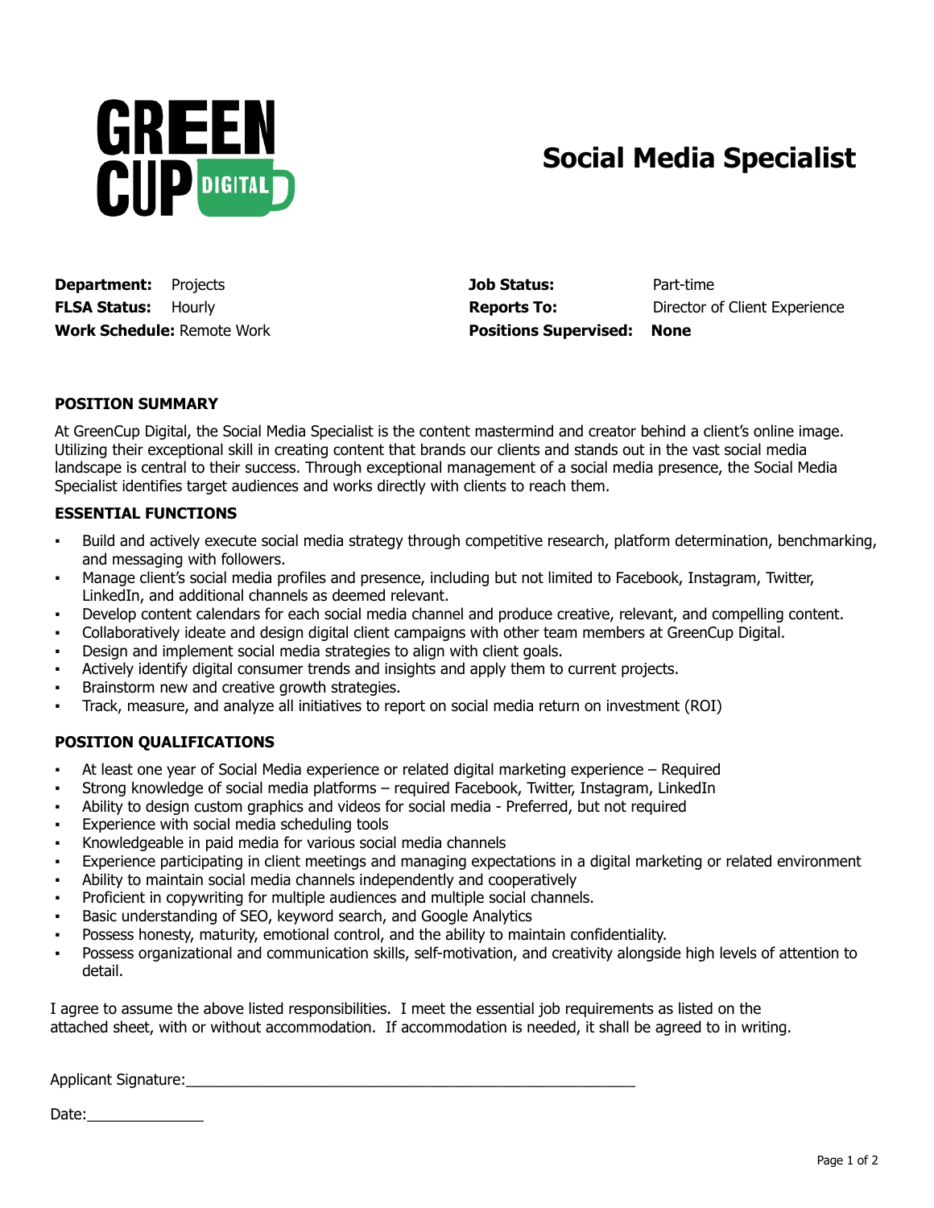GREEN CUP DIGITAL

# Social Media Specialist

**Department:** Projects
**FLSA Status:** Hourly
**Work Schedule:** Remote Work

**Job Status:** Part-time
**Reports To:** Director of Client Experience
**Positions Supervised:** **None**

## POSITION SUMMARY

At GreenCup Digital, the Social Media Specialist is the content mastermind and creator behind a client's online image. Utilizing their exceptional skill in creating content that brands our clients and stands out in the vast social media landscape is central to their success. Through exceptional management of a social media presence, the Social Media Specialist identifies target audiences and works directly with clients to reach them.

## ESSENTIAL FUNCTIONS

- Build and actively execute social media strategy through competitive research, platform determination, benchmarking, and messaging with followers.
- Manage client's social media profiles and presence, including but not limited to Facebook, Instagram, Twitter, LinkedIn, and additional channels as deemed relevant.
- Develop content calendars for each social media channel and produce creative, relevant, and compelling content.
- Collaboratively ideate and design digital client campaigns with other team members at GreenCup Digital.
- Design and implement social media strategies to align with client goals.
- Actively identify digital consumer trends and insights and apply them to current projects.
- Brainstorm new and creative growth strategies.
- Track, measure, and analyze all initiatives to report on social media return on investment (ROI)

## POSITION QUALIFICATIONS

- At least one year of Social Media experience or related digital marketing experience – Required
- Strong knowledge of social media platforms – required Facebook, Twitter, Instagram, LinkedIn
- Ability to design custom graphics and videos for social media - Preferred, but not required
- Experience with social media scheduling tools
- Knowledgeable in paid media for various social media channels
- Experience participating in client meetings and managing expectations in a digital marketing or related environment
- Ability to maintain social media channels independently and cooperatively
- Proficient in copywriting for multiple audiences and multiple social channels.
- Basic understanding of SEO, keyword search, and Google Analytics
- Possess honesty, maturity, emotional control, and the ability to maintain confidentiality.
- Possess organizational and communication skills, self-motivation, and creativity alongside high levels of attention to detail.

I agree to assume the above listed responsibilities. I meet the essential job requirements as listed on the attached sheet, with or without accommodation. If accommodation is needed, it shall be agreed to in writing.

Applicant Signature:_______________________________________________________

Date:______________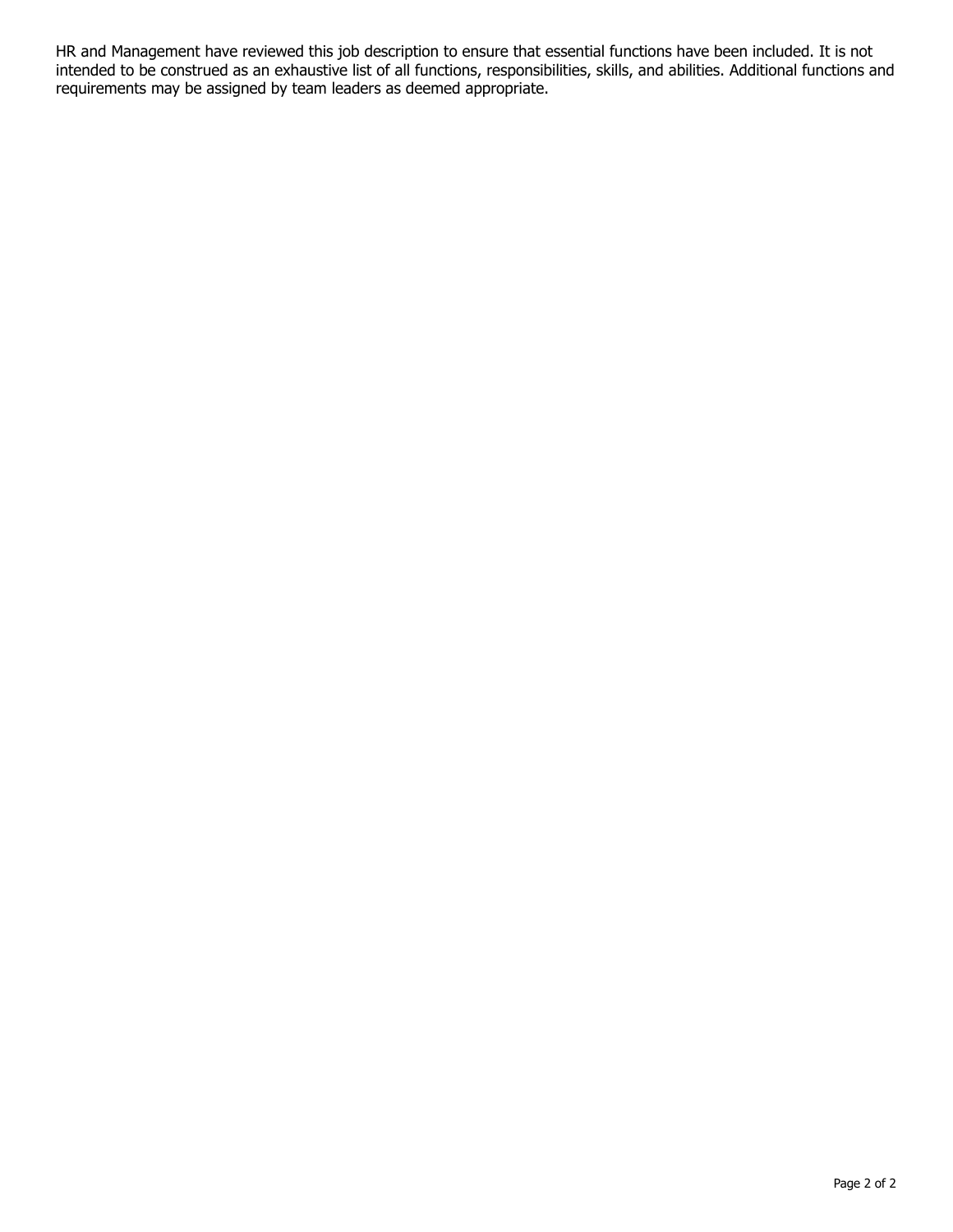HR and Management have reviewed this job description to ensure that essential functions have been included. It is not intended to be construed as an exhaustive list of all functions, responsibilities, skills, and abilities. Additional functions and requirements may be assigned by team leaders as deemed appropriate.